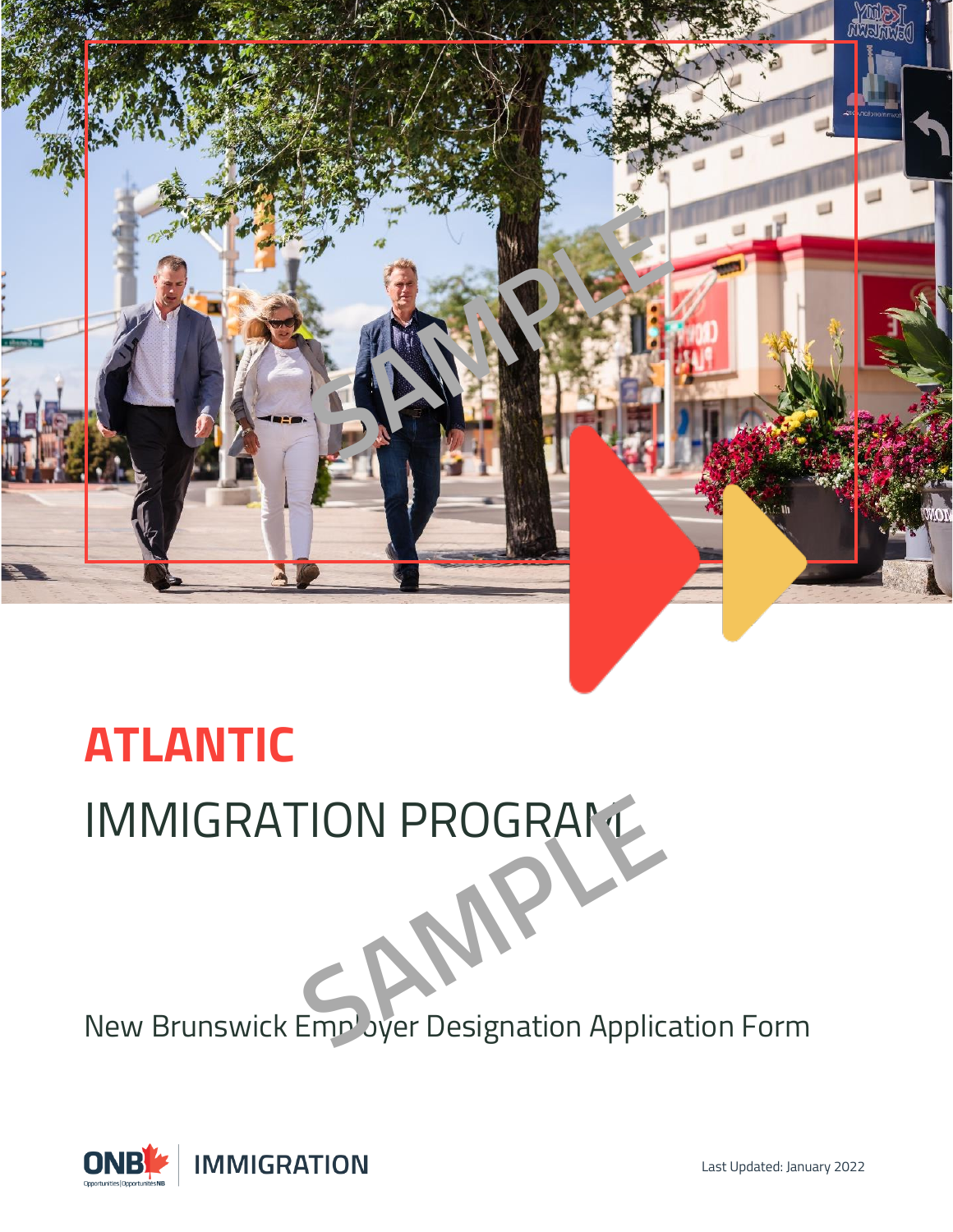# ATLANTIC

# IMMIGRATION PROGRAM

New Brunswick Employer Designation Application Form

ONB Opportunities | Opportunités NB IMMIGRATION

Last Updated: January 2022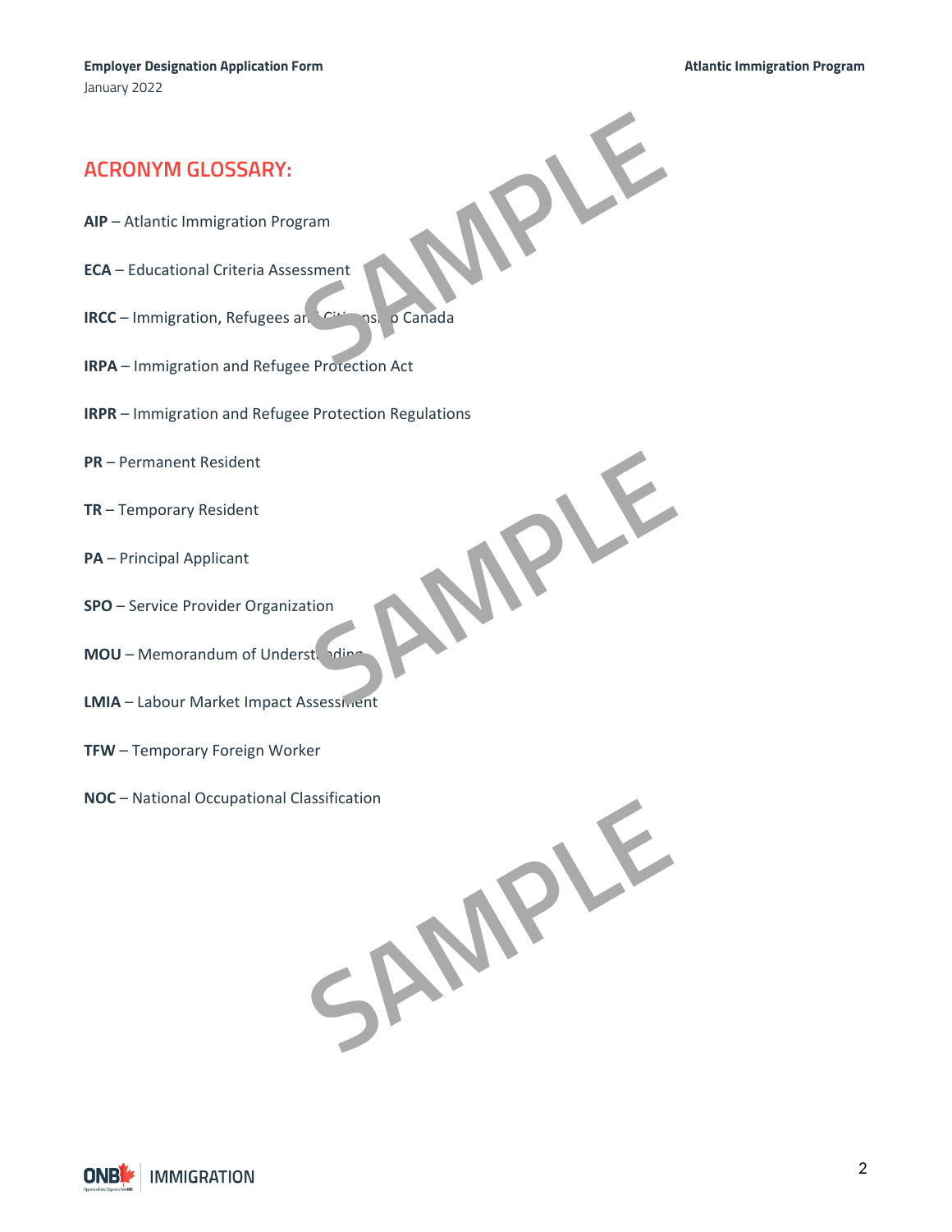## ACRONYM GLOSSARY:

**AIP** – Atlantic Immigration Program

**ECA** – Educational Criteria Assessment

**IRCC** – Immigration, Refugees and Citizenship Canada

**IRPA** – Immigration and Refugee Protection Act

**IRPR** – Immigration and Refugee Protection Regulations

**PR** – Permanent Resident

**TR** – Temporary Resident

**PA** – Principal Applicant

**SPO** – Service Provider Organization

**MOU** – Memorandum of Understanding

**LMIA** – Labour Market Impact Assessment

**TFW** – Temporary Foreign Worker

**NOC** – National Occupational Classification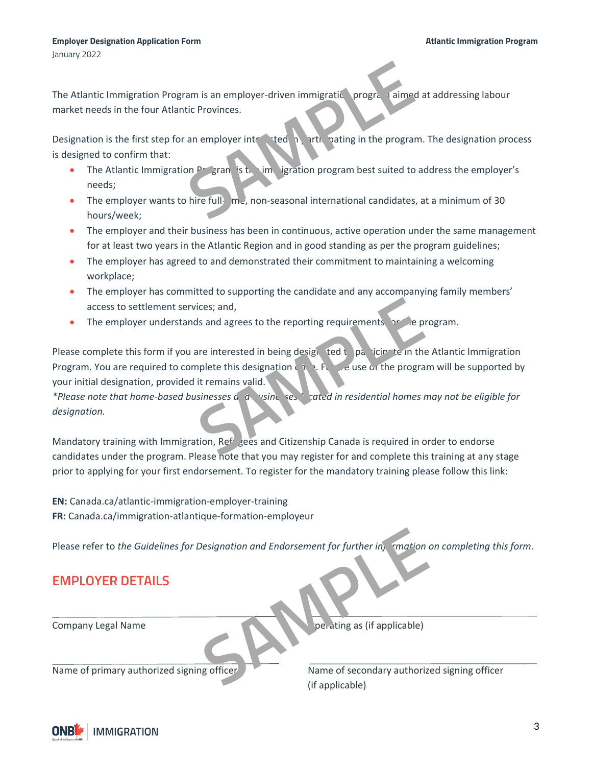The Atlantic Immigration Program is an employer-driven immigration program aimed at addressing labour market needs in the four Atlantic Provinces.

Designation is the first step for an employer interested in participating in the program. The designation process is designed to confirm that:

- The Atlantic Immigration Program is the immigration program best suited to address the employer's needs;
- The employer wants to hire full-time, non-seasonal international candidates, at a minimum of 30 hours/week;
- The employer and their business has been in continuous, active operation under the same management for at least two years in the Atlantic Region and in good standing as per the program guidelines;
- The employer has agreed to and demonstrated their commitment to maintaining a welcoming workplace;
- The employer has committed to supporting the candidate and any accompanying family members' access to settlement services; and,
- The employer understands and agrees to the reporting requirements for the program.

Please complete this form if you are interested in being designated to participate in the Atlantic Immigration Program. You are required to complete this designation once. Future use of the program will be supported by your initial designation, provided it remains valid.
*\*Please note that home-based businesses and businesses located in residential homes may not be eligible for designation.*

Mandatory training with Immigration, Refugees and Citizenship Canada is required in order to endorse candidates under the program. Please note that you may register for and complete this training at any stage prior to applying for your first endorsement. To register for the mandatory training please follow this link:

**EN:** Canada.ca/atlantic-immigration-employer-training
**FR:** Canada.ca/immigration-atlantique-formation-employeur

Please refer to *the Guidelines for Designation and Endorsement for further information on completing this form.*

## EMPLOYER DETAILS

Company Legal Name

Operating as (if applicable)

Name of primary authorized signing officer

Name of secondary authorized signing officer (if applicable)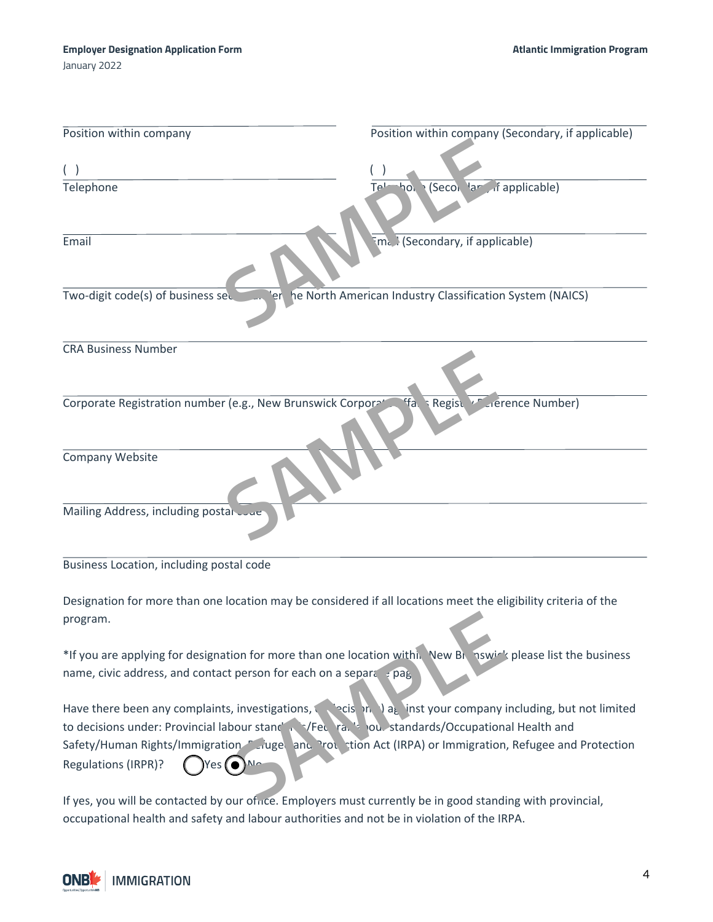Position within company

Position within company (Secondary, if applicable)

( )
Telephone

( )
Telephone (Secondary, if applicable)

Email

Email (Secondary, if applicable)

Two-digit code(s) of business sector under the North American Industry Classification System (NAICS)

CRA Business Number

Corporate Registration number (e.g., New Brunswick Corporate Affairs Registry Reference Number)

Company Website

Mailing Address, including postal code

Business Location, including postal code

Designation for more than one location may be considered if all locations meet the eligibility criteria of the program.

*If you are applying for designation for more than one location within New Brunswick please list the business name, civic address, and contact person for each on a separate page.

Have there been any complaints, investigations, or decision(s) against your company including, but not limited to decisions under: Provincial labour standards/Federal labour standards/Occupational Health and Safety/Human Rights/Immigration, Refugee and Protection Act (IRPA) or Immigration, Refugee and Protection Regulations (IRPR)? ○ Yes ◉ No

If yes, you will be contacted by our office. Employers must currently be in good standing with provincial, occupational health and safety and labour authorities and not be in violation of the IRPA.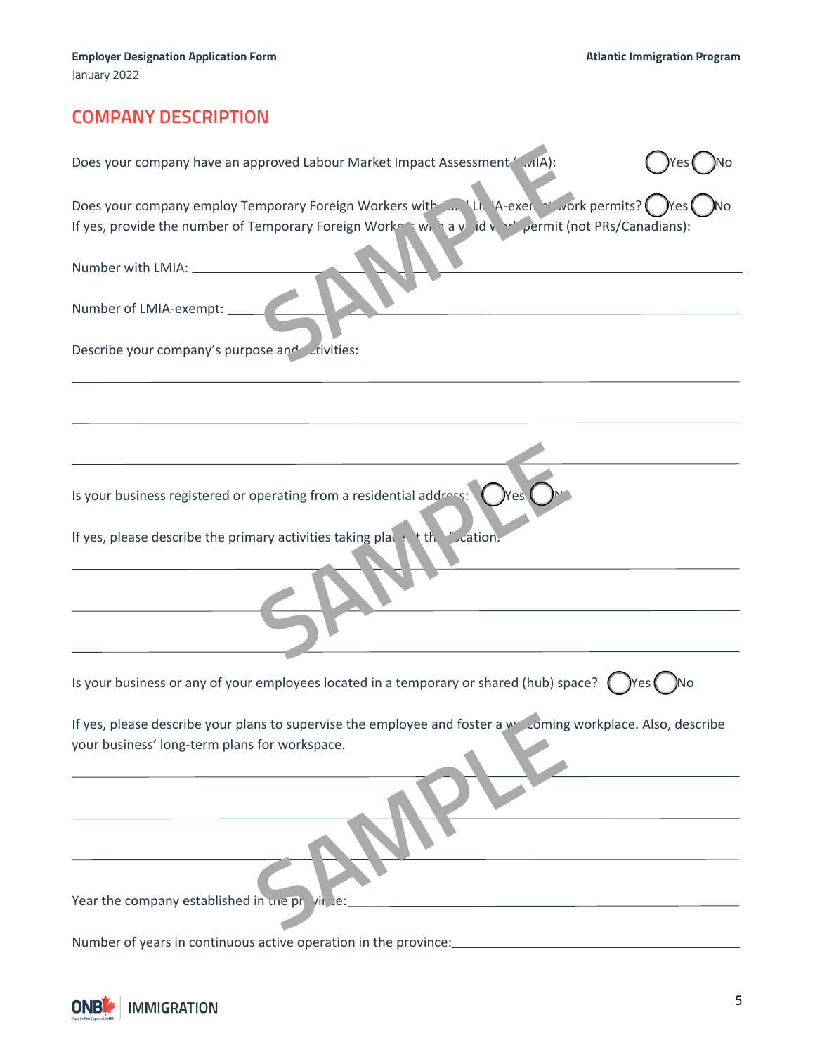## COMPANY DESCRIPTION

Does your company have an approved Labour Market Impact Assessment (LMIA): ◯ Yes ◯ No

Does your company employ Temporary Foreign Workers with LMIA or LMIA-exempt work permits? ◯ Yes ◯ No
If yes, provide the number of Temporary Foreign Workers with a valid work permit (not PRs/Canadians):

Number with LMIA: ______________________________

Number of LMIA-exempt: ______________________________

Describe your company's purpose and activities:

______________________________

______________________________

______________________________

Is your business registered or operating from a residential address: ◯ Yes ◯ No

If yes, please describe the primary activities taking place at the location.

______________________________

______________________________

______________________________

Is your business or any of your employees located in a temporary or shared (hub) space? ◯ Yes ◯ No

If yes, please describe your plans to supervise the employee and foster a welcoming workplace. Also, describe your business' long-term plans for workspace.

______________________________

______________________________

______________________________

Year the company established in the province: ______________________________

Number of years in continuous active operation in the province: ______________________________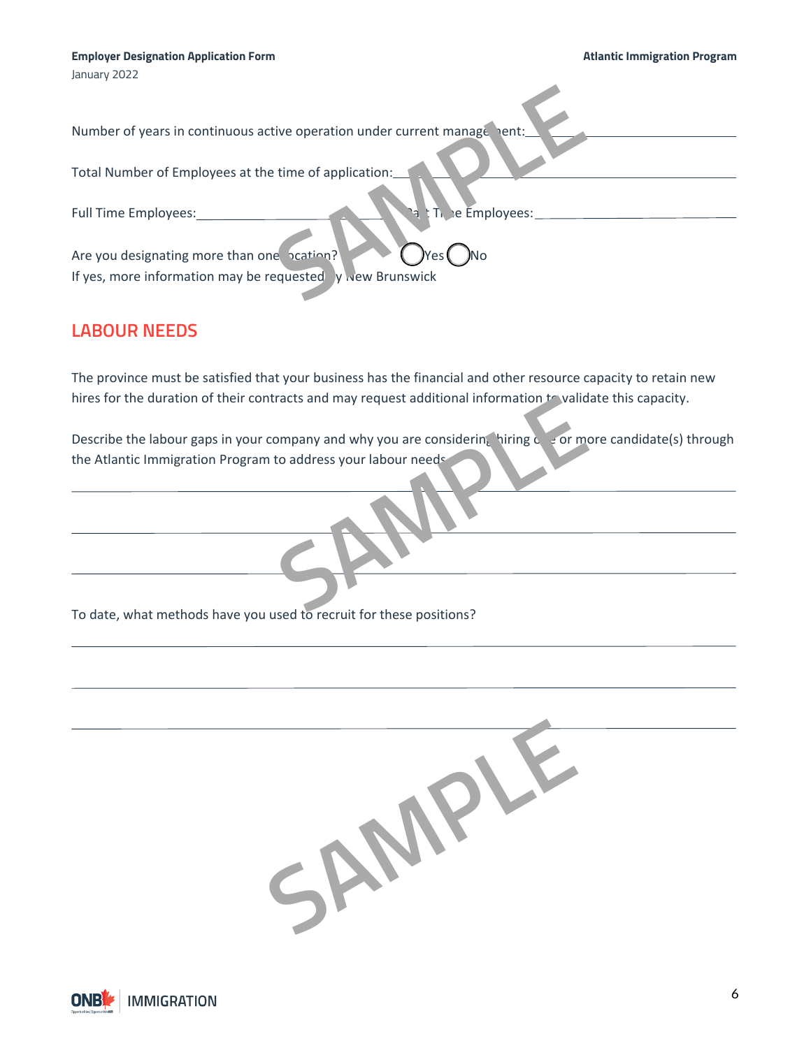Number of years in continuous active operation under current management: ______________________

Total Number of Employees at the time of application: ______________________

Full Time Employees: ______________________ Part Time Employees: ______________________

Are you designating more than one location? ◯ Yes ◯ No
If yes, more information may be requested by New Brunswick

## LABOUR NEEDS

The province must be satisfied that your business has the financial and other resource capacity to retain new hires for the duration of their contracts and may request additional information to validate this capacity.

Describe the labour gaps in your company and why you are considering hiring one or more candidate(s) through the Atlantic Immigration Program to address your labour needs.

______________________________________________________________________

______________________________________________________________________

______________________________________________________________________

To date, what methods have you used to recruit for these positions?

______________________________________________________________________

______________________________________________________________________

______________________________________________________________________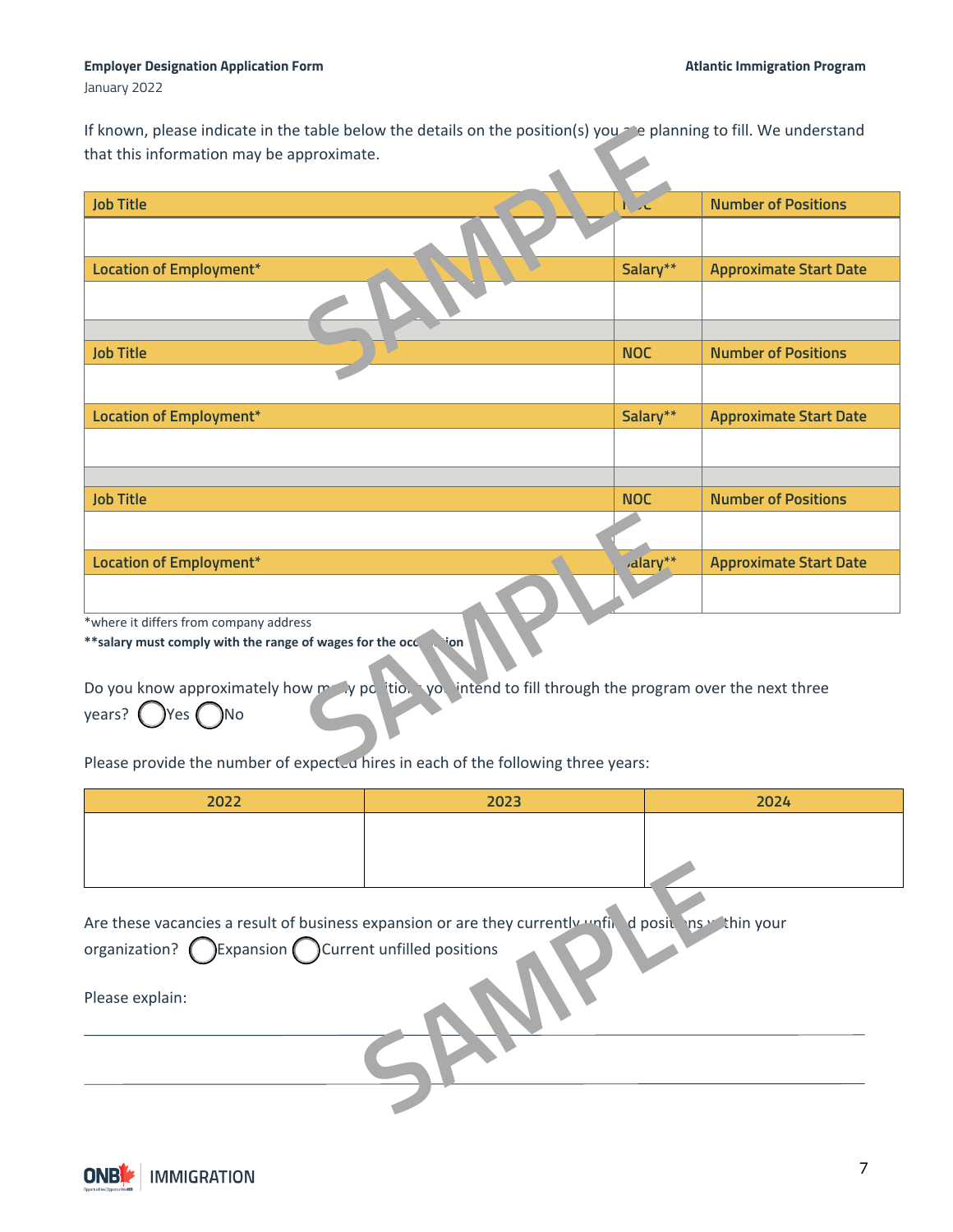If known, please indicate in the table below the details on the position(s) you are planning to fill. We understand that this information may be approximate.

| Job Title | NOC | Number of Positions |
|---|---|---|
| | | |
| **Location of Employment*** | **Salary**** | **Approximate Start Date** |
| | | |
| | | |
| **Job Title** | **NOC** | **Number of Positions** |
| | | |
| **Location of Employment*** | **Salary**** | **Approximate Start Date** |
| | | |
| | | |
| **Job Title** | **NOC** | **Number of Positions** |
| | | |
| **Location of Employment*** | **Salary**** | **Approximate Start Date** |
| | | |

*where it differs from company address

****salary must comply with the range of wages for the occupation**

Do you know approximately how many positions you intend to fill through the program over the next three years? ◯Yes ◯No

Please provide the number of expected hires in each of the following three years:

| 2022 | 2023 | 2024 |
|---|---|---|
| | | |

Are these vacancies a result of business expansion or are they currently unfilled positions within your organization? ◯Expansion ◯Current unfilled positions

Please explain:

\_\_\_\_\_\_\_\_\_\_\_\_\_\_\_\_\_\_\_\_\_\_\_\_\_\_\_\_\_\_\_\_\_\_\_\_\_\_\_\_\_\_\_\_\_\_\_\_\_\_\_\_\_\_\_\_\_\_\_\_

\_\_\_\_\_\_\_\_\_\_\_\_\_\_\_\_\_\_\_\_\_\_\_\_\_\_\_\_\_\_\_\_\_\_\_\_\_\_\_\_\_\_\_\_\_\_\_\_\_\_\_\_\_\_\_\_\_\_\_\_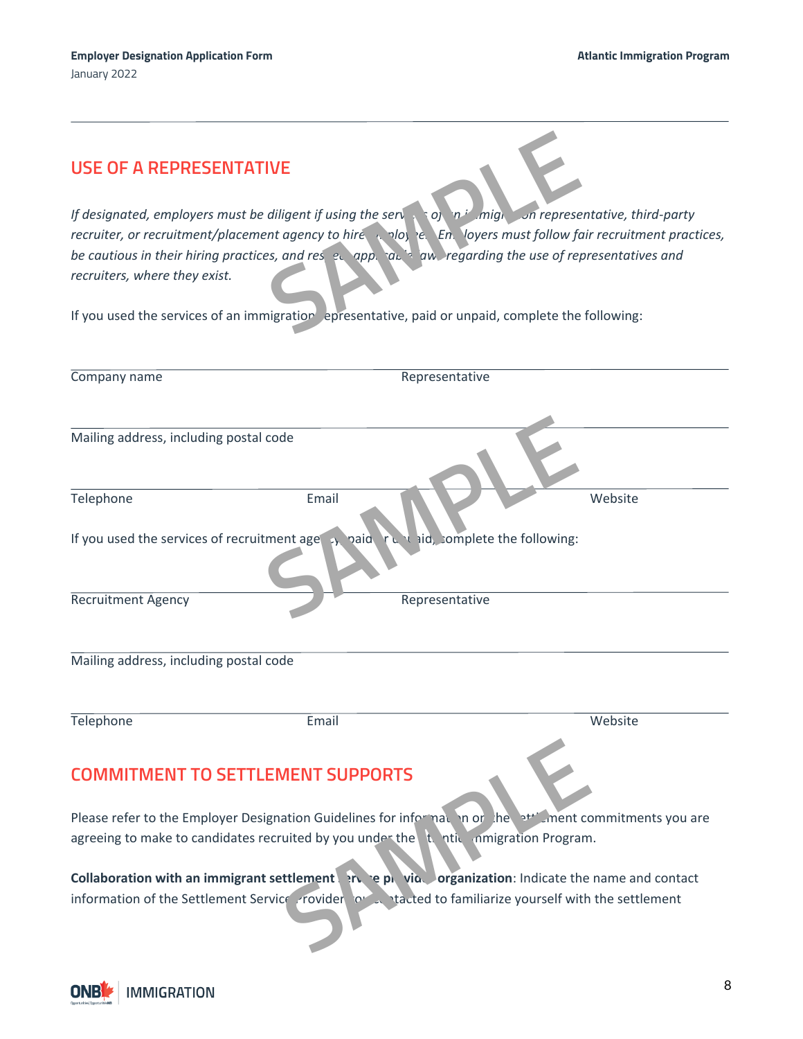## USE OF A REPRESENTATIVE

*If designated, employers must be diligent if using the services of an immigration representative, third-party recruiter, or recruitment/placement agency to hire employees. Employers must follow fair recruitment practices, be cautious in their hiring practices, and respect applicable laws regarding the use of representatives and recruiters, where they exist.*

If you used the services of an immigration representative, paid or unpaid, complete the following:

Company name ______________________ Representative ______________________

Mailing address, including postal code ______________________

Telephone ______________________ Email ______________________ Website ______________________

If you used the services of recruitment agency, paid or unpaid, complete the following:

Recruitment Agency ______________________ Representative ______________________

Mailing address, including postal code ______________________

Telephone ______________________ Email ______________________ Website ______________________

## COMMITMENT TO SETTLEMENT SUPPORTS

Please refer to the Employer Designation Guidelines for information on the settlement commitments you are agreeing to make to candidates recruited by you under the Atlantic Immigration Program.

**Collaboration with an immigrant settlement service provider organization**: Indicate the name and contact information of the Settlement Service Provider you contacted to familiarize yourself with the settlement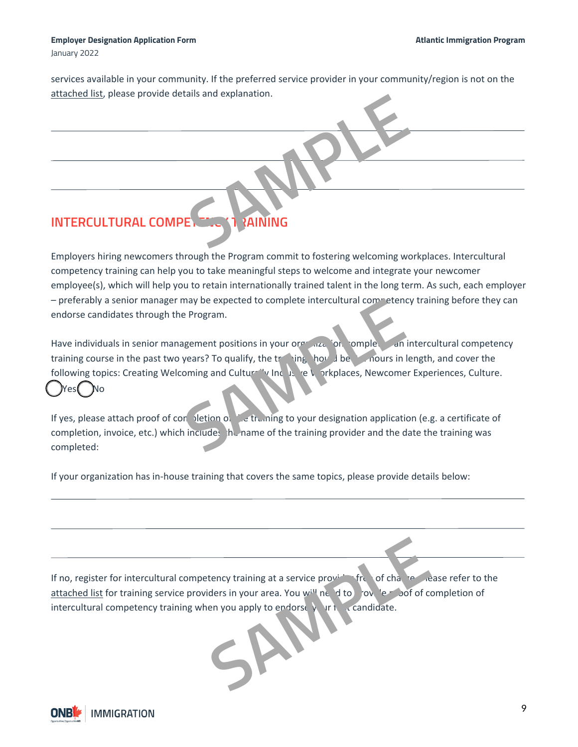services available in your community. If the preferred service provider in your community/region is not on the attached list, please provide details and explanation.

______________________________________________________________________________

______________________________________________________________________________

______________________________________________________________________________

## INTERCULTURAL COMPETENCY TRAINING

Employers hiring newcomers through the Program commit to fostering welcoming workplaces. Intercultural competency training can help you to take meaningful steps to welcome and integrate your newcomer employee(s), which will help you to retain internationally trained talent in the long term. As such, each employer – preferably a senior manager may be expected to complete intercultural competency training before they can endorse candidates through the Program.

Have individuals in senior management positions in your organization completed an intercultural competency training course in the past two years? To qualify, the training should be _ hours in length, and cover the following topics: Creating Welcoming and Culturally Inclusive Workplaces, Newcomer Experiences, Culture.

◯ Yes ◯ No

If yes, please attach proof of completion of the training to your designation application (e.g. a certificate of completion, invoice, etc.) which includes the name of the training provider and the date the training was completed:

If your organization has in-house training that covers the same topics, please provide details below:

______________________________________________________________________________

______________________________________________________________________________

______________________________________________________________________________

If no, register for intercultural competency training at a service provider free of charge. Please refer to the attached list for training service providers in your area. You will need to provide proof of completion of intercultural competency training when you apply to endorse your first candidate.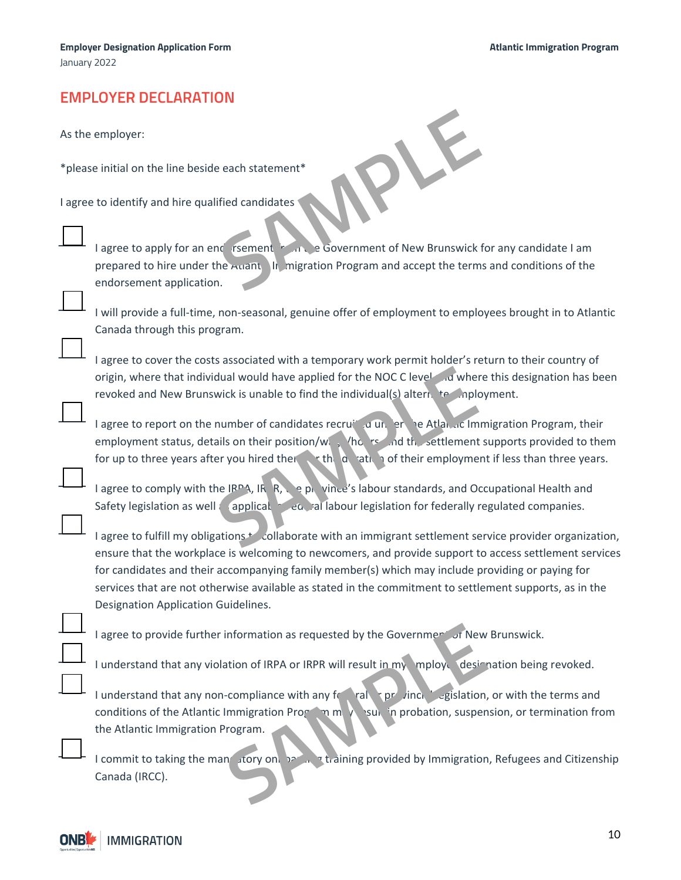## EMPLOYER DECLARATION

As the employer:

*please initial on the line beside each statement*

I agree to identify and hire qualified candidates

☐ I agree to apply for an endorsement from the Government of New Brunswick for any candidate I am prepared to hire under the Atlantic Immigration Program and accept the terms and conditions of the endorsement application.

☐ I will provide a full-time, non-seasonal, genuine offer of employment to employees brought in to Atlantic Canada through this program.

☐ I agree to cover the costs associated with a temporary work permit holder's return to their country of origin, where that individual would have applied for the NOC C level and where this designation has been revoked and New Brunswick is unable to find the individual(s) alternate employment.

☐ I agree to report on the number of candidates recruited under the Atlantic Immigration Program, their employment status, details on their position/wages/hours and the settlement supports provided to them for up to three years after you hired them or the duration of their employment if less than three years.

☐ I agree to comply with the IRPA, IRPR, the province's labour standards, and Occupational Health and Safety legislation as well as applicable federal labour legislation for federally regulated companies.

☐ I agree to fulfill my obligations to collaborate with an immigrant settlement service provider organization, ensure that the workplace is welcoming to newcomers, and provide support to access settlement services for candidates and their accompanying family member(s) which may include providing or paying for services that are not otherwise available as stated in the commitment to settlement supports, as in the Designation Application Guidelines.

☐ I agree to provide further information as requested by the Government of New Brunswick.

☐ I understand that any violation of IRPA or IRPR will result in my employer designation being revoked.

☐ I understand that any non-compliance with any federal or provincial legislation, or with the terms and conditions of the Atlantic Immigration Program may result in probation, suspension, or termination from the Atlantic Immigration Program.

☐ I commit to taking the mandatory online training provided by Immigration, Refugees and Citizenship Canada (IRCC).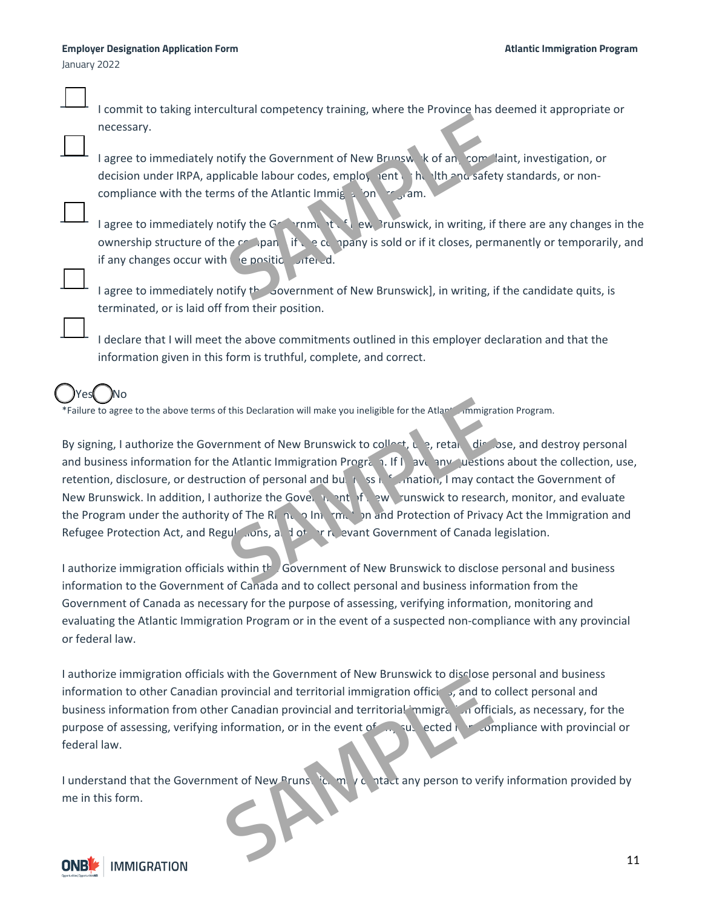- [ ] I commit to taking intercultural competency training, where the Province has deemed it appropriate or necessary.
- [ ] I agree to immediately notify the Government of New Brunswick of any complaint, investigation, or decision under IRPA, applicable labour codes, employment or health and safety standards, or non-compliance with the terms of the Atlantic Immigration Program.
- [ ] I agree to immediately notify the Government of New Brunswick, in writing, if there are any changes in the ownership structure of the company, if the company is sold or if it closes, permanently or temporarily, and if any changes occur with the position offered.
- [ ] I agree to immediately notify the Government of New Brunswick], in writing, if the candidate quits, is terminated, or is laid off from their position.
- [ ] I declare that I will meet the above commitments outlined in this employer declaration and that the information given in this form is truthful, complete, and correct.

◯ Yes ◯ No

*Failure to agree to the above terms of this Declaration will make you ineligible for the Atlantic Immigration Program.

By signing, I authorize the Government of New Brunswick to collect, use, retain, disclose, and destroy personal and business information for the Atlantic Immigration Program. If I have any questions about the collection, use, retention, disclosure, or destruction of personal and business information, I may contact the Government of New Brunswick. In addition, I authorize the Government of New Brunswick to research, monitor, and evaluate the Program under the authority of The Right to Information and Protection of Privacy Act the Immigration and Refugee Protection Act, and Regulations, and other relevant Government of Canada legislation.

I authorize immigration officials within the Government of New Brunswick to disclose personal and business information to the Government of Canada and to collect personal and business information from the Government of Canada as necessary for the purpose of assessing, verifying information, monitoring and evaluating the Atlantic Immigration Program or in the event of a suspected non-compliance with any provincial or federal law.

I authorize immigration officials with the Government of New Brunswick to disclose personal and business information to other Canadian provincial and territorial immigration officials, and to collect personal and business information from other Canadian provincial and territorial immigration officials, as necessary, for the purpose of assessing, verifying information, or in the event of any suspected non-compliance with provincial or federal law.

I understand that the Government of New Brunswick may contact any person to verify information provided by me in this form.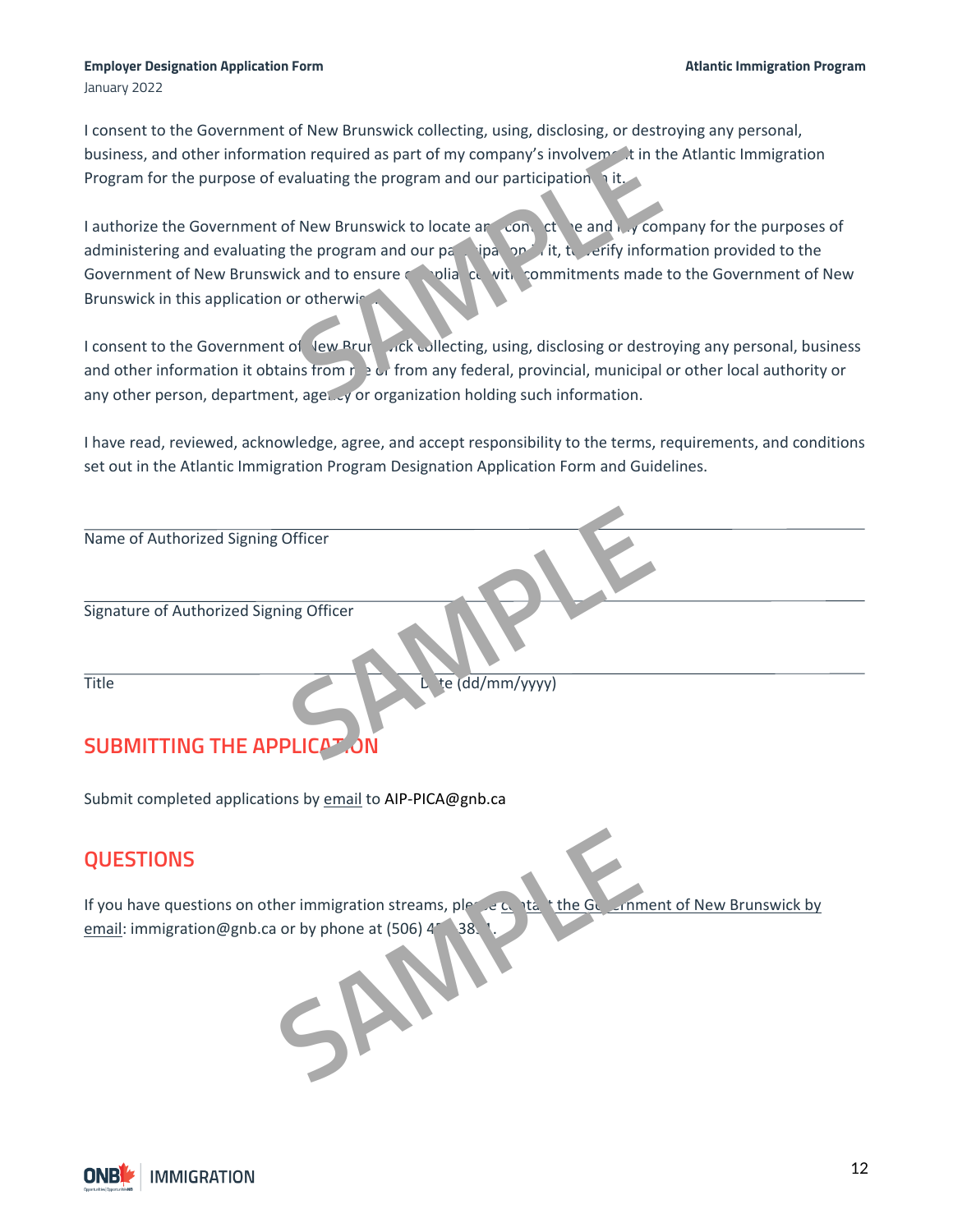I consent to the Government of New Brunswick collecting, using, disclosing, or destroying any personal, business, and other information required as part of my company's involvement in the Atlantic Immigration Program for the purpose of evaluating the program and our participation in it.

I authorize the Government of New Brunswick to locate and contact me and my company for the purposes of administering and evaluating the program and our participation in it, to verify information provided to the Government of New Brunswick and to ensure compliance with commitments made to the Government of New Brunswick in this application or otherwise.

I consent to the Government of New Brunswick collecting, using, disclosing or destroying any personal, business and other information it obtains from me or from any federal, provincial, municipal or other local authority or any other person, department, agency or organization holding such information.

I have read, reviewed, acknowledge, agree, and accept responsibility to the terms, requirements, and conditions set out in the Atlantic Immigration Program Designation Application Form and Guidelines.

______________________________________________
Name of Authorized Signing Officer

______________________________________________
Signature of Authorized Signing Officer

______________________________________________
Title Date (dd/mm/yyyy)

## SUBMITTING THE APPLICATION

Submit completed applications by email to AIP-PICA@gnb.ca

## QUESTIONS

If you have questions on other immigration streams, please contact the Government of New Brunswick by email: immigration@gnb.ca or by phone at (506) 453-3981.